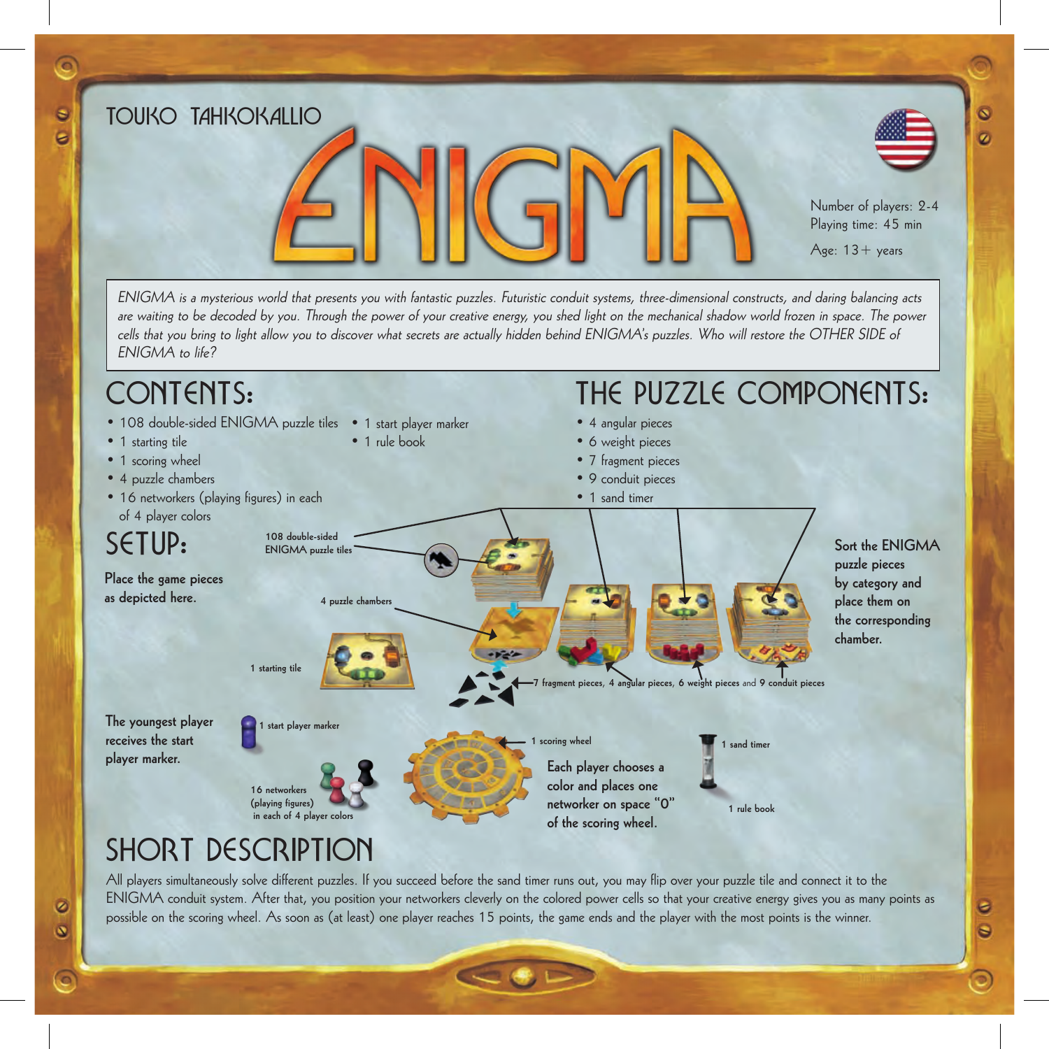TOUKO TAHKOKALLIO

# ENIGMA

Number of players: 2-4
Playing time: 45 min
Age: 13+ years

*ENIGMA is a mysterious world that presents you with fantastic puzzles. Futuristic conduit systems, three-dimensional constructs, and daring balancing acts are waiting to be decoded by you. Through the power of your creative energy, you shed light on the mechanical shadow world frozen in space. The power cells that you bring to light allow you to discover what secrets are actually hidden behind ENIGMA's puzzles. Who will restore the OTHER SIDE of ENIGMA to life?*

## CONTENTS:

- 108 double-sided ENIGMA puzzle tiles
- 1 starting tile
- 1 scoring wheel
- 4 puzzle chambers
- 16 networkers (playing figures) in each of 4 player colors
- 1 start player marker
- 1 rule book

## THE PUZZLE COMPONENTS:

- 4 angular pieces
- 6 weight pieces
- 7 fragment pieces
- 9 conduit pieces
- 1 sand timer

## SETUP:

**Place the game pieces as depicted here.**

108 double-sided ENIGMA puzzle tiles

4 puzzle chambers

1 starting tile

7 fragment pieces, 4 angular pieces, 6 weight pieces and 9 conduit pieces

**Sort the ENIGMA puzzle pieces by category and place them on the corresponding chamber.**

**The youngest player receives the start player marker.**

1 start player marker

16 networkers (playing figures) in each of 4 player colors

1 scoring wheel

**Each player chooses a color and places one networker on space "0" of the scoring wheel.**

1 sand timer

1 rule book

## SHORT DESCRIPTION

All players simultaneously solve different puzzles. If you succeed before the sand timer runs out, you may flip over your puzzle tile and connect it to the ENIGMA conduit system. After that, you position your networkers cleverly on the colored power cells so that your creative energy gives you as many points as possible on the scoring wheel. As soon as (at least) one player reaches 15 points, the game ends and the player with the most points is the winner.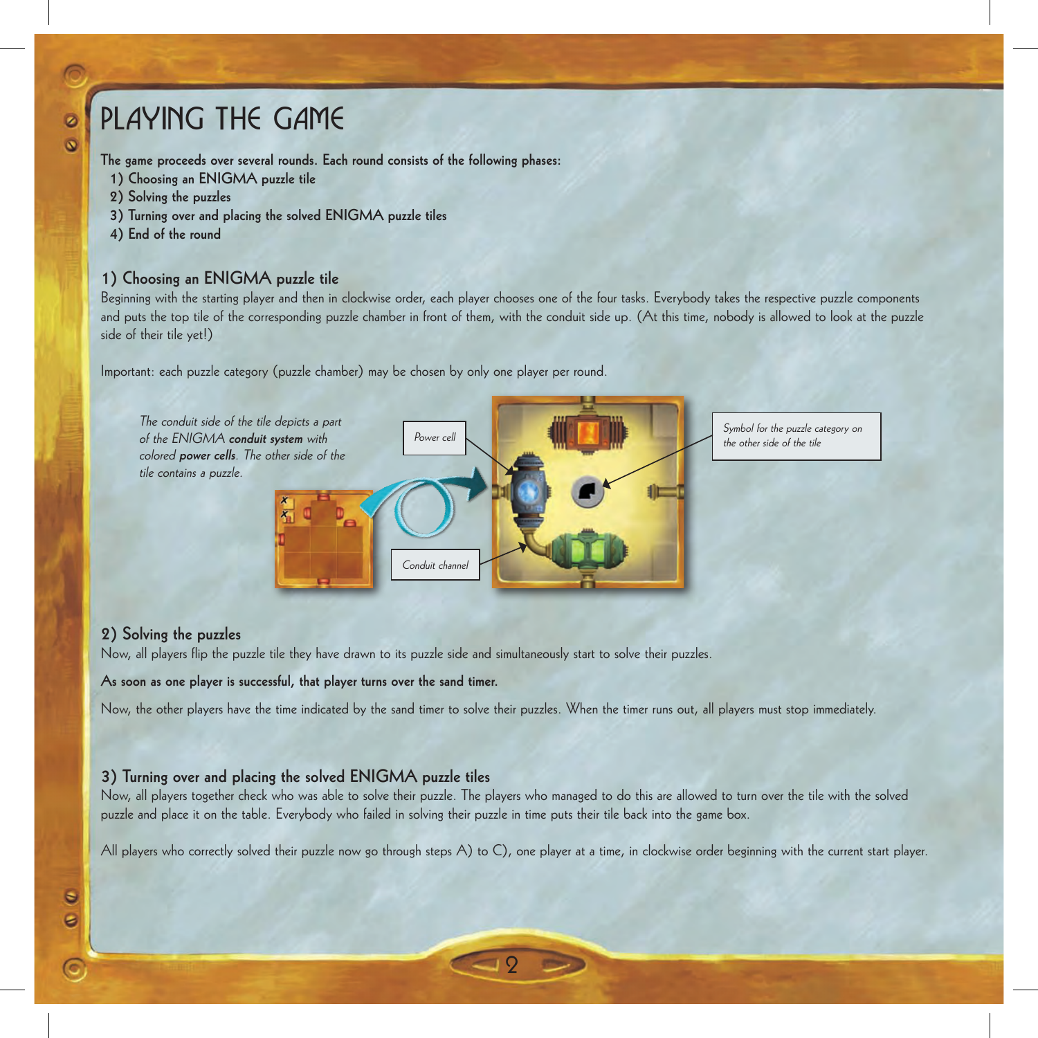# PLAYING THE GAME

**The game proceeds over several rounds. Each round consists of the following phases:**

1) Choosing an ENIGMA puzzle tile
2) Solving the puzzles
3) Turning over and placing the solved ENIGMA puzzle tiles
4) End of the round

## 1) Choosing an ENIGMA puzzle tile

Beginning with the starting player and then in clockwise order, each player chooses one of the four tasks. Everybody takes the respective puzzle components and puts the top tile of the corresponding puzzle chamber in front of them, with the conduit side up. (At this time, nobody is allowed to look at the puzzle side of their tile yet!)

Important: each puzzle category (puzzle chamber) may be chosen by only one player per round.

*The conduit side of the tile depicts a part of the ENIGMA **conduit system** with colored **power cells**. The other side of the tile contains a puzzle.*

*Power cell*

*Conduit channel*

*Symbol for the puzzle category on the other side of the tile*

## 2) Solving the puzzles

Now, all players flip the puzzle tile they have drawn to its puzzle side and simultaneously start to solve their puzzles.

**As soon as one player is successful, that player turns over the sand timer.**

Now, the other players have the time indicated by the sand timer to solve their puzzles. When the timer runs out, all players must stop immediately.

## 3) Turning over and placing the solved ENIGMA puzzle tiles

Now, all players together check who was able to solve their puzzle. The players who managed to do this are allowed to turn over the tile with the solved puzzle and place it on the table. Everybody who failed in solving their puzzle in time puts their tile back into the game box.

All players who correctly solved their puzzle now go through steps A) to C), one player at a time, in clockwise order beginning with the current start player.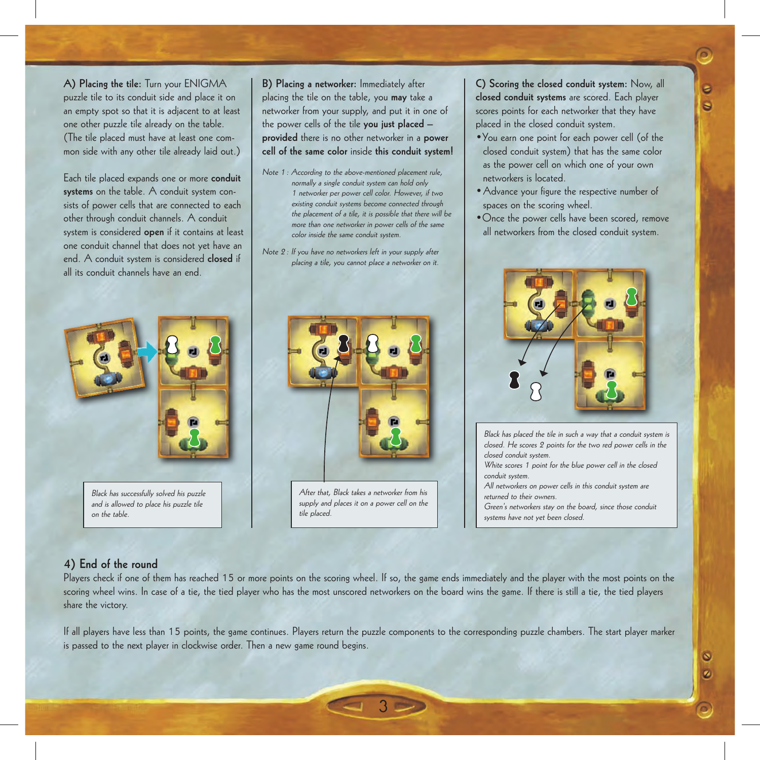**A) Placing the tile:** Turn your ENIGMA puzzle tile to its conduit side and place it on an empty spot so that it is adjacent to at least one other puzzle tile already on the table. (The tile placed must have at least one common side with any other tile already laid out.)

Each tile placed expands one or more **conduit systems** on the table. A conduit system consists of power cells that are connected to each other through conduit channels. A conduit system is considered **open** if it contains at least one conduit channel that does not yet have an end. A conduit system is considered **closed** if all its conduit channels have an end.

*Black has successfully solved his puzzle and is allowed to place his puzzle tile on the table.*

**B) Placing a networker:** Immediately after placing the tile on the table, you **may** take a networker from your supply, and put it in one of the power cells of the tile **you just placed** – **provided** there is no other networker in a **power cell of the same color** inside **this conduit system!**

*Note 1 : According to the above-mentioned placement rule, normally a single conduit system can hold only 1 networker per power cell color. However, if two existing conduit systems become connected through the placement of a tile, it is possible that there will be more than one networker in power cells of the same color inside the same conduit system.*

*Note 2 : If you have no networkers left in your supply after placing a tile, you cannot place a networker on it.*

*After that, Black takes a networker from his supply and places it on a power cell on the tile placed.*

**C) Scoring the closed conduit system:** Now, all **closed conduit systems** are scored. Each player scores points for each networker that they have placed in the closed conduit system.

- You earn one point for each power cell (of the closed conduit system) that has the same color as the power cell on which one of your own networkers is located.
- Advance your figure the respective number of spaces on the scoring wheel.
- Once the power cells have been scored, remove all networkers from the closed conduit system.

*Black has placed the tile in such a way that a conduit system is closed. He scores 2 points for the two red power cells in the closed conduit system.*
*White scores 1 point for the blue power cell in the closed conduit system.*
*All networkers on power cells in this conduit system are returned to their owners.*
*Green's networkers stay on the board, since those conduit systems have not yet been closed.*

## 4) End of the round

Players check if one of them has reached 15 or more points on the scoring wheel. If so, the game ends immediately and the player with the most points on the scoring wheel wins. In case of a tie, the tied player who has the most unscored networkers on the board wins the game. If there is still a tie, the tied players share the victory.

If all players have less than 15 points, the game continues. Players return the puzzle components to the corresponding puzzle chambers. The start player marker is passed to the next player in clockwise order. Then a new game round begins.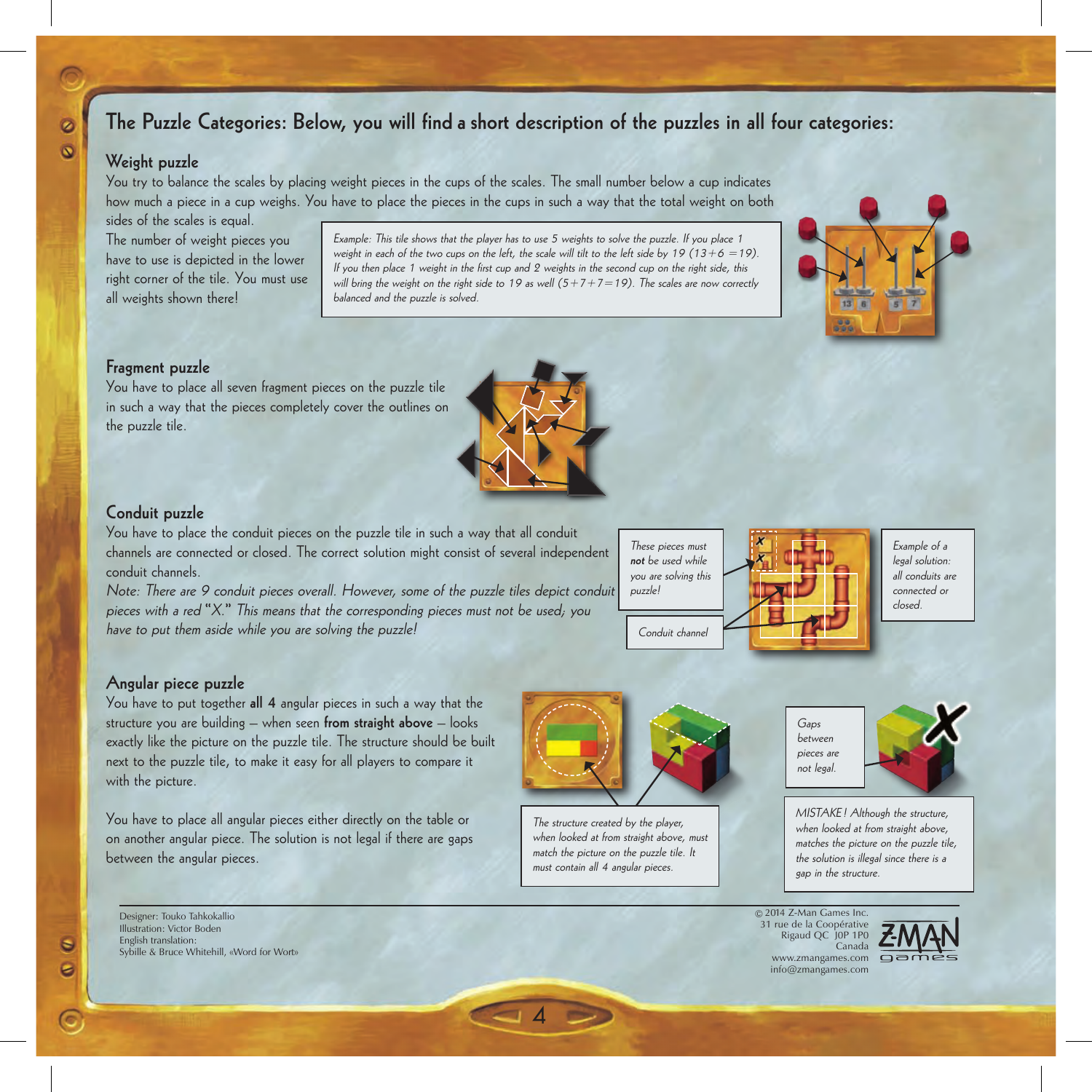## The Puzzle Categories: Below, you will find a short description of the puzzles in all four categories:

### Weight puzzle

You try to balance the scales by placing weight pieces in the cups of the scales. The small number below a cup indicates how much a piece in a cup weighs. You have to place the pieces in the cups in such a way that the total weight on both sides of the scales is equal.

The number of weight pieces you have to use is depicted in the lower right corner of the tile. You must use all weights shown there!

*Example: This tile shows that the player has to use 5 weights to solve the puzzle. If you place 1 weight in each of the two cups on the left, the scale will tilt to the left side by 19 (13+6 =19). If you then place 1 weight in the first cup and 2 weights in the second cup on the right side, this will bring the weight on the right side to 19 as well (5+7+7=19). The scales are now correctly balanced and the puzzle is solved.*

### Fragment puzzle

You have to place all seven fragment pieces on the puzzle tile in such a way that the pieces completely cover the outlines on the puzzle tile.

### Conduit puzzle

You have to place the conduit pieces on the puzzle tile in such a way that all conduit channels are connected or closed. The correct solution might consist of several independent conduit channels.

*Note: There are 9 conduit pieces overall. However, some of the puzzle tiles depict conduit pieces with a red "X." This means that the corresponding pieces must not be used; you have to put them aside while you are solving the puzzle!*

*These pieces must **not** be used while you are solving this puzzle!*

*Conduit channel*

*Example of a legal solution: all conduits are connected or closed.*

### Angular piece puzzle

You have to put together **all 4** angular pieces in such a way that the structure you are building – when seen **from straight above** – looks exactly like the picture on the puzzle tile. The structure should be built next to the puzzle tile, to make it easy for all players to compare it with the picture.

You have to place all angular pieces either directly on the table or on another angular piece. The solution is not legal if there are gaps between the angular pieces.

*The structure created by the player, when looked at from straight above, must match the picture on the puzzle tile. It must contain all 4 angular pieces.*

*Gaps between pieces are not legal.*

*MISTAKE! Although the structure, when looked at from straight above, matches the picture on the puzzle tile, the solution is illegal since there is a gap in the structure.*

Designer: Touko Tahkokallio
Illustration: Victor Boden
English translation:
Sybille & Bruce Whitehill, «Word for Wort»

© 2014 Z-Man Games Inc.
31 rue de la Coopérative
Rigaud QC J0P 1P0
Canada
www.zmangames.com
info@zmangames.com